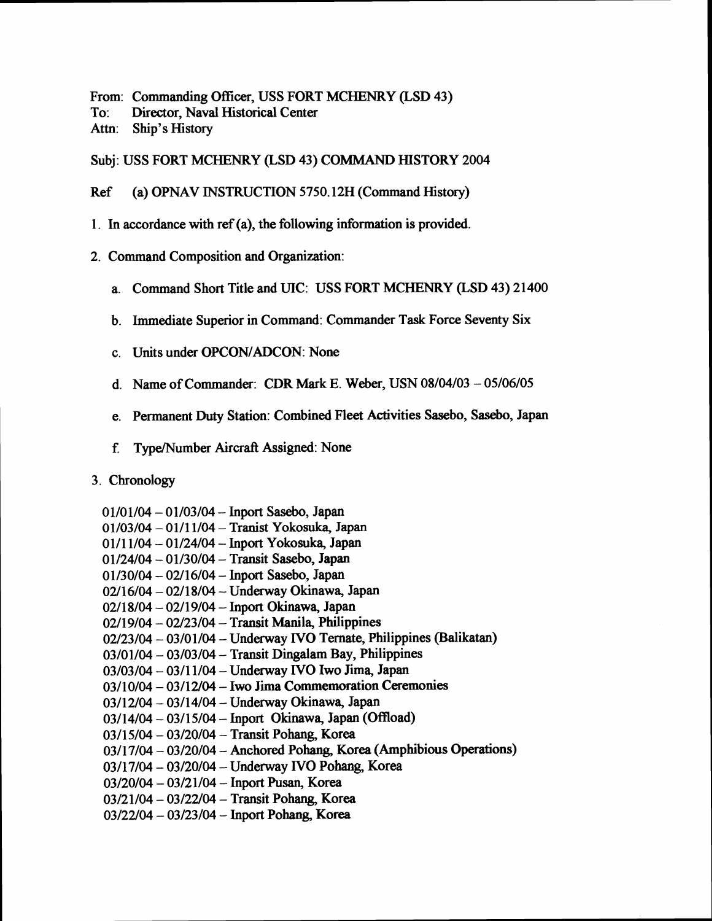From: Commanding Officer, USS FORT MCHENRY (LSD 43)
To: Director, Naval Historical Center
Attn: Ship's History

Subj: USS FORT MCHENRY (LSD 43) COMMAND HISTORY 2004

Ref (a) OPNAV INSTRUCTION 5750.12H (Command History)

1. In accordance with ref (a), the following information is provided.

2. Command Composition and Organization:

   a. Command Short Title and UIC: USS FORT MCHENRY (LSD 43) 21400

   b. Immediate Superior in Command: Commander Task Force Seventy Six

   c. Units under OPCON/ADCON: None

   d. Name of Commander: CDR Mark E. Weber, USN 08/04/03 – 05/06/05

   e. Permanent Duty Station: Combined Fleet Activities Sasebo, Sasebo, Japan

   f. Type/Number Aircraft Assigned: None

3. Chronology

01/01/04 – 01/03/04 – Inport Sasebo, Japan
01/03/04 – 01/11/04 – Tranist Yokosuka, Japan
01/11/04 – 01/24/04 – Inport Yokosuka, Japan
01/24/04 – 01/30/04 – Transit Sasebo, Japan
01/30/04 – 02/16/04 – Inport Sasebo, Japan
02/16/04 – 02/18/04 – Underway Okinawa, Japan
02/18/04 – 02/19/04 – Inport Okinawa, Japan
02/19/04 – 02/23/04 – Transit Manila, Philippines
02/23/04 – 03/01/04 – Underway IVO Ternate, Philippines (Balikatan)
03/01/04 – 03/03/04 – Transit Dingalam Bay, Philippines
03/03/04 – 03/11/04 – Underway IVO Iwo Jima, Japan
03/10/04 – 03/12/04 – Iwo Jima Commemoration Ceremonies
03/12/04 – 03/14/04 – Underway Okinawa, Japan
03/14/04 – 03/15/04 – Inport Okinawa, Japan (Offload)
03/15/04 – 03/20/04 – Transit Pohang, Korea
03/17/04 – 03/20/04 – Anchored Pohang, Korea (Amphibious Operations)
03/17/04 – 03/20/04 – Underway IVO Pohang, Korea
03/20/04 – 03/21/04 – Inport Pusan, Korea
03/21/04 – 03/22/04 – Transit Pohang, Korea
03/22/04 – 03/23/04 – Inport Pohang, Korea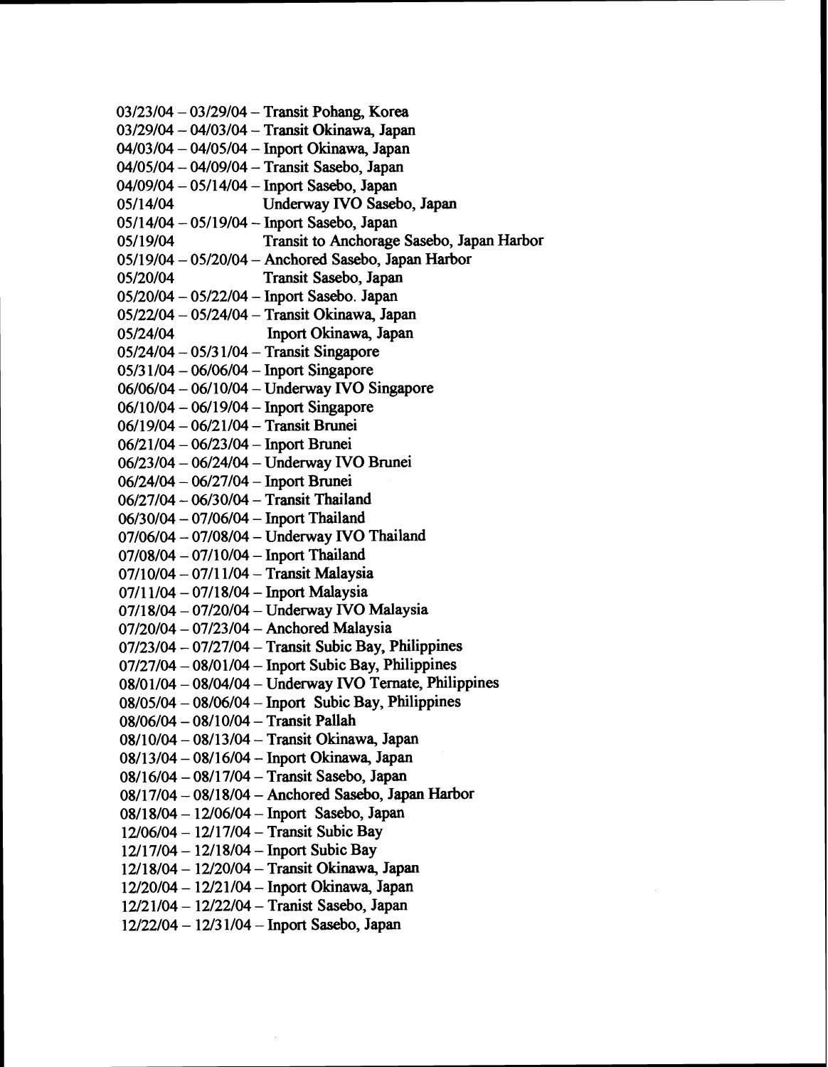03/23/04 – 03/29/04 – Transit Pohang, Korea
03/29/04 – 04/03/04 – Transit Okinawa, Japan
04/03/04 – 04/05/04 – Inport Okinawa, Japan
04/05/04 – 04/09/04 – Transit Sasebo, Japan
04/09/04 – 05/14/04 – Inport Sasebo, Japan
05/14/04 Underway IVO Sasebo, Japan
05/14/04 – 05/19/04 – Inport Sasebo, Japan
05/19/04 Transit to Anchorage Sasebo, Japan Harbor
05/19/04 – 05/20/04 – Anchored Sasebo, Japan Harbor
05/20/04 Transit Sasebo, Japan
05/20/04 – 05/22/04 – Inport Sasebo. Japan
05/22/04 – 05/24/04 – Transit Okinawa, Japan
05/24/04 Inport Okinawa, Japan
05/24/04 – 05/31/04 – Transit Singapore
05/31/04 – 06/06/04 – Inport Singapore
06/06/04 – 06/10/04 – Underway IVO Singapore
06/10/04 – 06/19/04 – Inport Singapore
06/19/04 – 06/21/04 – Transit Brunei
06/21/04 – 06/23/04 – Inport Brunei
06/23/04 – 06/24/04 – Underway IVO Brunei
06/24/04 – 06/27/04 – Inport Brunei
06/27/04 – 06/30/04 – Transit Thailand
06/30/04 – 07/06/04 – Inport Thailand
07/06/04 – 07/08/04 – Underway IVO Thailand
07/08/04 – 07/10/04 – Inport Thailand
07/10/04 – 07/11/04 – Transit Malaysia
07/11/04 – 07/18/04 – Inport Malaysia
07/18/04 – 07/20/04 – Underway IVO Malaysia
07/20/04 – 07/23/04 – Anchored Malaysia
07/23/04 – 07/27/04 – Transit Subic Bay, Philippines
07/27/04 – 08/01/04 – Inport Subic Bay, Philippines
08/01/04 – 08/04/04 – Underway IVO Ternate, Philippines
08/05/04 – 08/06/04 – Inport Subic Bay, Philippines
08/06/04 – 08/10/04 – Transit Pallah
08/10/04 – 08/13/04 – Transit Okinawa, Japan
08/13/04 – 08/16/04 – Inport Okinawa, Japan
08/16/04 – 08/17/04 – Transit Sasebo, Japan
08/17/04 – 08/18/04 – Anchored Sasebo, Japan Harbor
08/18/04 – 12/06/04 – Inport Sasebo, Japan
12/06/04 – 12/17/04 – Transit Subic Bay
12/17/04 – 12/18/04 – Inport Subic Bay
12/18/04 – 12/20/04 – Transit Okinawa, Japan
12/20/04 – 12/21/04 – Inport Okinawa, Japan
12/21/04 – 12/22/04 – Tranist Sasebo, Japan
12/22/04 – 12/31/04 – Inport Sasebo, Japan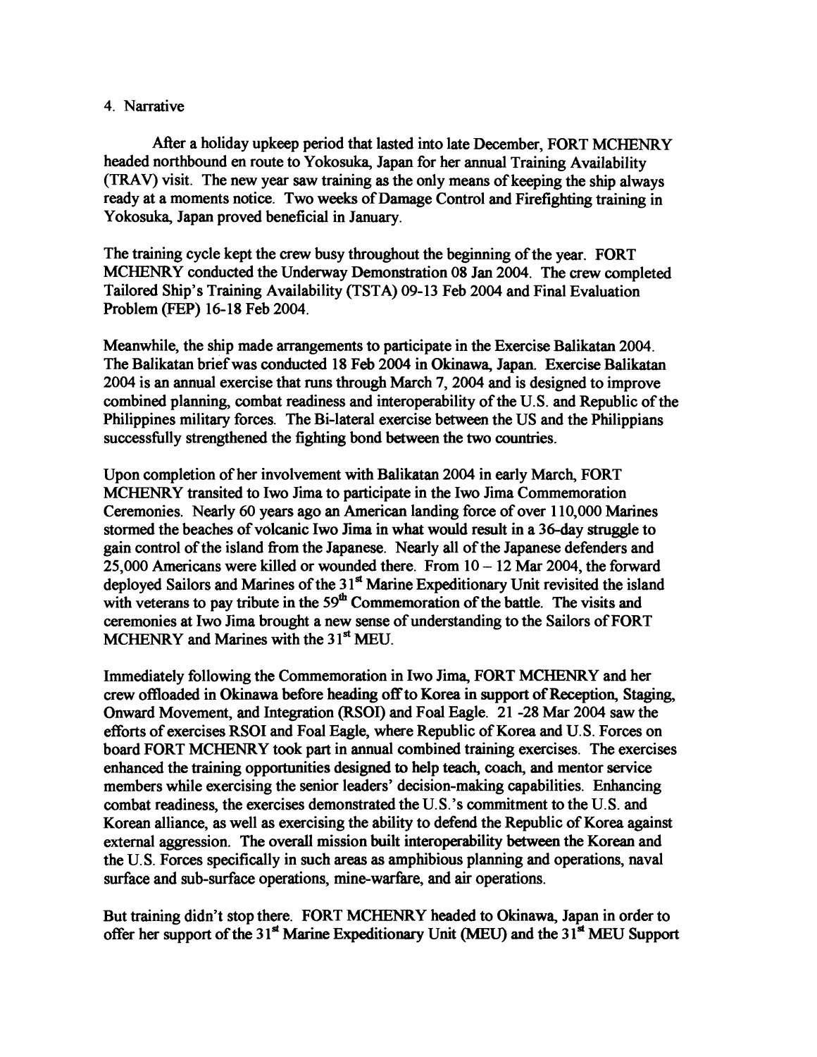4. Narrative

After a holiday upkeep period that lasted into late December, FORT MCHENRY headed northbound en route to Yokosuka, Japan for her annual Training Availability (TRAV) visit. The new year saw training as the only means of keeping the ship always ready at a moments notice. Two weeks of Damage Control and Firefighting training in Yokosuka, Japan proved beneficial in January.

The training cycle kept the crew busy throughout the beginning of the year. FORT MCHENRY conducted the Underway Demonstration 08 Jan 2004. The crew completed Tailored Ship's Training Availability (TSTA) 09-13 Feb 2004 and Final Evaluation Problem (FEP) 16-18 Feb 2004.

Meanwhile, the ship made arrangements to participate in the Exercise Balikatan 2004. The Balikatan brief was conducted 18 Feb 2004 in Okinawa, Japan. Exercise Balikatan 2004 is an annual exercise that runs through March 7, 2004 and is designed to improve combined planning, combat readiness and interoperability of the U.S. and Republic of the Philippines military forces. The Bi-lateral exercise between the US and the Philippians successfully strengthened the fighting bond between the two countries.

Upon completion of her involvement with Balikatan 2004 in early March, FORT MCHENRY transited to Iwo Jima to participate in the Iwo Jima Commemoration Ceremonies. Nearly 60 years ago an American landing force of over 110,000 Marines stormed the beaches of volcanic Iwo Jima in what would result in a 36-day struggle to gain control of the island from the Japanese. Nearly all of the Japanese defenders and 25,000 Americans were killed or wounded there. From 10 – 12 Mar 2004, the forward deployed Sailors and Marines of the 31st Marine Expeditionary Unit revisited the island with veterans to pay tribute in the 59th Commemoration of the battle. The visits and ceremonies at Iwo Jima brought a new sense of understanding to the Sailors of FORT MCHENRY and Marines with the 31st MEU.

Immediately following the Commemoration in Iwo Jima, FORT MCHENRY and her crew offloaded in Okinawa before heading off to Korea in support of Reception, Staging, Onward Movement, and Integration (RSOI) and Foal Eagle. 21 -28 Mar 2004 saw the efforts of exercises RSOI and Foal Eagle, where Republic of Korea and U.S. Forces on board FORT MCHENRY took part in annual combined training exercises. The exercises enhanced the training opportunities designed to help teach, coach, and mentor service members while exercising the senior leaders' decision-making capabilities. Enhancing combat readiness, the exercises demonstrated the U.S.'s commitment to the U.S. and Korean alliance, as well as exercising the ability to defend the Republic of Korea against external aggression. The overall mission built interoperability between the Korean and the U.S. Forces specifically in such areas as amphibious planning and operations, naval surface and sub-surface operations, mine-warfare, and air operations.

But training didn't stop there. FORT MCHENRY headed to Okinawa, Japan in order to offer her support of the 31st Marine Expeditionary Unit (MEU) and the 31st MEU Support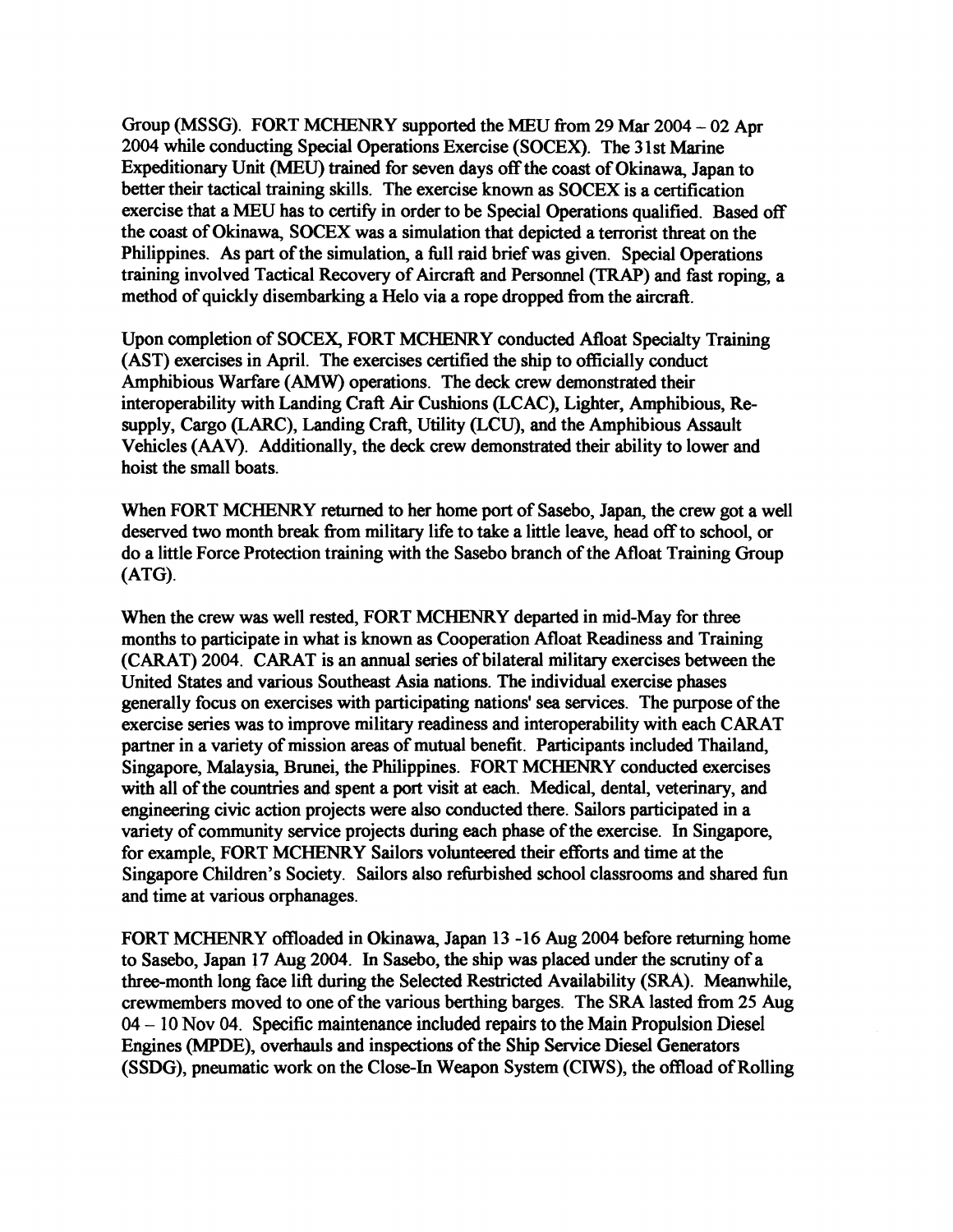Group (MSSG). FORT MCHENRY supported the MEU from 29 Mar 2004 – 02 Apr 2004 while conducting Special Operations Exercise (SOCEX). The 31st Marine Expeditionary Unit (MEU) trained for seven days off the coast of Okinawa, Japan to better their tactical training skills. The exercise known as SOCEX is a certification exercise that a MEU has to certify in order to be Special Operations qualified. Based off the coast of Okinawa, SOCEX was a simulation that depicted a terrorist threat on the Philippines. As part of the simulation, a full raid brief was given. Special Operations training involved Tactical Recovery of Aircraft and Personnel (TRAP) and fast roping, a method of quickly disembarking a Helo via a rope dropped from the aircraft.

Upon completion of SOCEX, FORT MCHENRY conducted Afloat Specialty Training (AST) exercises in April. The exercises certified the ship to officially conduct Amphibious Warfare (AMW) operations. The deck crew demonstrated their interoperability with Landing Craft Air Cushions (LCAC), Lighter, Amphibious, Re-supply, Cargo (LARC), Landing Craft, Utility (LCU), and the Amphibious Assault Vehicles (AAV). Additionally, the deck crew demonstrated their ability to lower and hoist the small boats.

When FORT MCHENRY returned to her home port of Sasebo, Japan, the crew got a well deserved two month break from military life to take a little leave, head off to school, or do a little Force Protection training with the Sasebo branch of the Afloat Training Group (ATG).

When the crew was well rested, FORT MCHENRY departed in mid-May for three months to participate in what is known as Cooperation Afloat Readiness and Training (CARAT) 2004. CARAT is an annual series of bilateral military exercises between the United States and various Southeast Asia nations. The individual exercise phases generally focus on exercises with participating nations' sea services. The purpose of the exercise series was to improve military readiness and interoperability with each CARAT partner in a variety of mission areas of mutual benefit. Participants included Thailand, Singapore, Malaysia, Brunei, the Philippines. FORT MCHENRY conducted exercises with all of the countries and spent a port visit at each. Medical, dental, veterinary, and engineering civic action projects were also conducted there. Sailors participated in a variety of community service projects during each phase of the exercise. In Singapore, for example, FORT MCHENRY Sailors volunteered their efforts and time at the Singapore Children's Society. Sailors also refurbished school classrooms and shared fun and time at various orphanages.

FORT MCHENRY offloaded in Okinawa, Japan 13 -16 Aug 2004 before returning home to Sasebo, Japan 17 Aug 2004. In Sasebo, the ship was placed under the scrutiny of a three-month long face lift during the Selected Restricted Availability (SRA). Meanwhile, crewmembers moved to one of the various berthing barges. The SRA lasted from 25 Aug 04 – 10 Nov 04. Specific maintenance included repairs to the Main Propulsion Diesel Engines (MPDE), overhauls and inspections of the Ship Service Diesel Generators (SSDG), pneumatic work on the Close-In Weapon System (CIWS), the offload of Rolling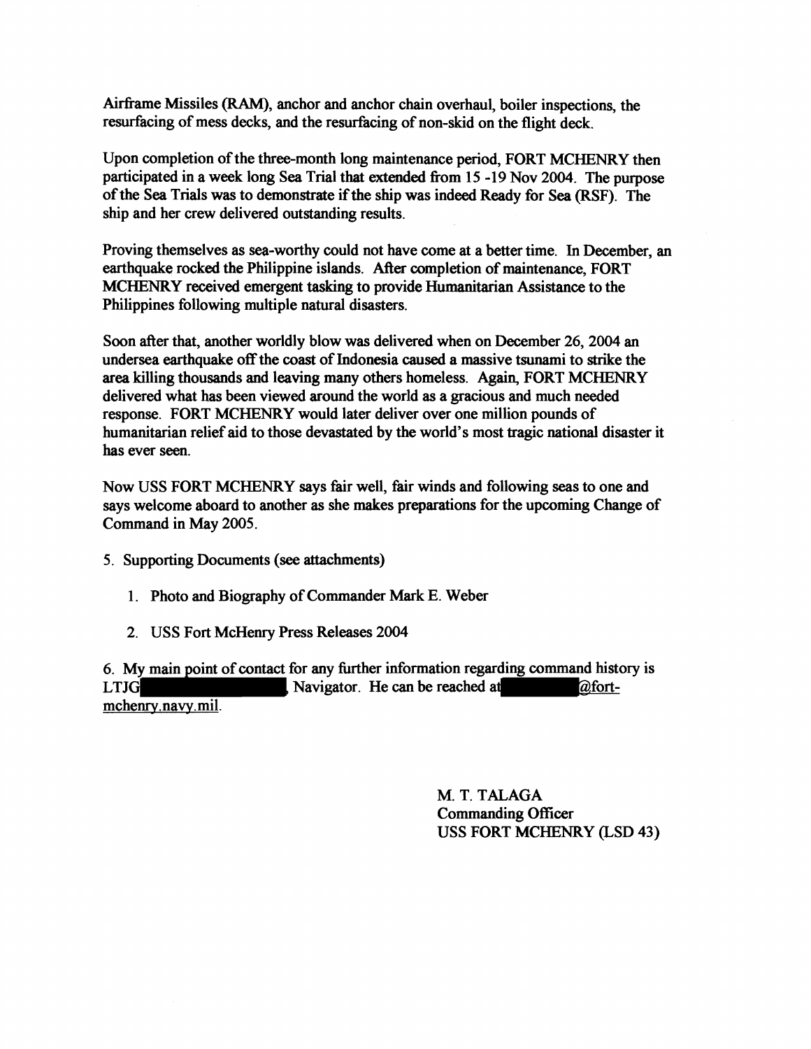Airframe Missiles (RAM), anchor and anchor chain overhaul, boiler inspections, the resurfacing of mess decks, and the resurfacing of non-skid on the flight deck.

Upon completion of the three-month long maintenance period, FORT MCHENRY then participated in a week long Sea Trial that extended from 15 -19 Nov 2004. The purpose of the Sea Trials was to demonstrate if the ship was indeed Ready for Sea (RSF). The ship and her crew delivered outstanding results.

Proving themselves as sea-worthy could not have come at a better time. In December, an earthquake rocked the Philippine islands. After completion of maintenance, FORT MCHENRY received emergent tasking to provide Humanitarian Assistance to the Philippines following multiple natural disasters.

Soon after that, another worldly blow was delivered when on December 26, 2004 an undersea earthquake off the coast of Indonesia caused a massive tsunami to strike the area killing thousands and leaving many others homeless. Again, FORT MCHENRY delivered what has been viewed around the world as a gracious and much needed response. FORT MCHENRY would later deliver over one million pounds of humanitarian relief aid to those devastated by the world's most tragic national disaster it has ever seen.

Now USS FORT MCHENRY says fair well, fair winds and following seas to one and says welcome aboard to another as she makes preparations for the upcoming Change of Command in May 2005.

5. Supporting Documents (see attachments)

    1. Photo and Biography of Commander Mark E. Weber

    2. USS Fort McHenry Press Releases 2004

6. My main point of contact for any further information regarding command history is LTJG [REDACTED], Navigator. He can be reached at [REDACTED]@fort-mchenry.navy.mil.

M. T. TALAGA  
Commanding Officer  
USS FORT MCHENRY (LSD 43)